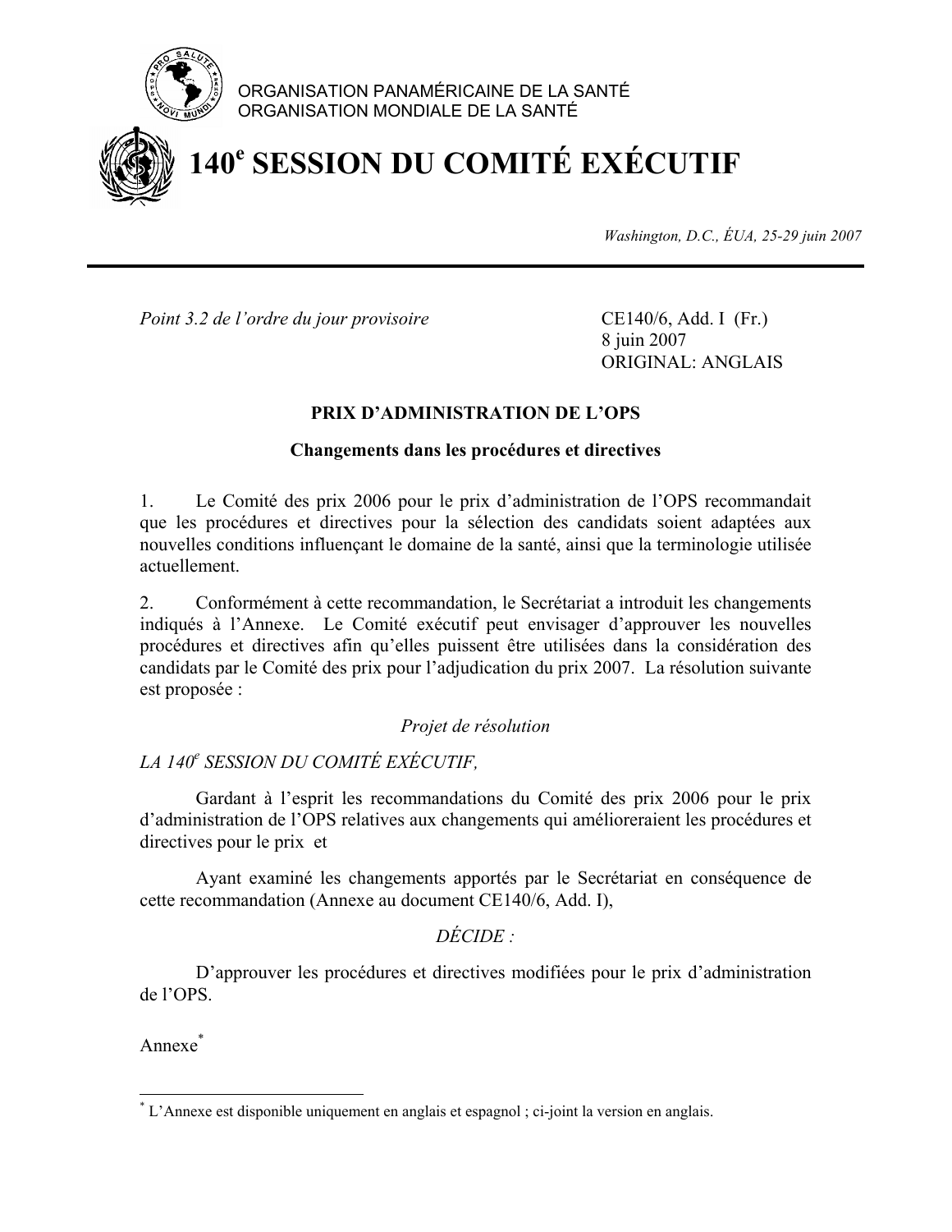ORGANISATION PANAMÉRICAINE DE LA SANTÉ
ORGANISATION MONDIALE DE LA SANTÉ

# 140e SESSION DU COMITÉ EXÉCUTIF

*Washington, D.C., ÉUA, 25-29 juin 2007*

---

*Point 3.2 de l'ordre du jour provisoire*

CE140/6, Add. I (Fr.)
8 juin 2007
ORIGINAL: ANGLAIS

## PRIX D'ADMINISTRATION DE L'OPS

### Changements dans les procédures et directives

1. Le Comité des prix 2006 pour le prix d'administration de l'OPS recommandait que les procédures et directives pour la sélection des candidats soient adaptées aux nouvelles conditions influençant le domaine de la santé, ainsi que la terminologie utilisée actuellement.

2. Conformément à cette recommandation, le Secrétariat a introduit les changements indiqués à l'Annexe. Le Comité exécutif peut envisager d'approuver les nouvelles procédures et directives afin qu'elles puissent être utilisées dans la considération des candidats par le Comité des prix pour l'adjudication du prix 2007. La résolution suivante est proposée :

*Projet de résolution*

*LA 140e SESSION DU COMITÉ EXÉCUTIF,*

Gardant à l'esprit les recommandations du Comité des prix 2006 pour le prix d'administration de l'OPS relatives aux changements qui amélioreraient les procédures et directives pour le prix et

Ayant examiné les changements apportés par le Secrétariat en conséquence de cette recommandation (Annexe au document CE140/6, Add. I),

*DÉCIDE :*

D'approuver les procédures et directives modifiées pour le prix d'administration de l'OPS.

Annexe[*]

---

[*] L'Annexe est disponible uniquement en anglais et espagnol ; ci-joint la version en anglais.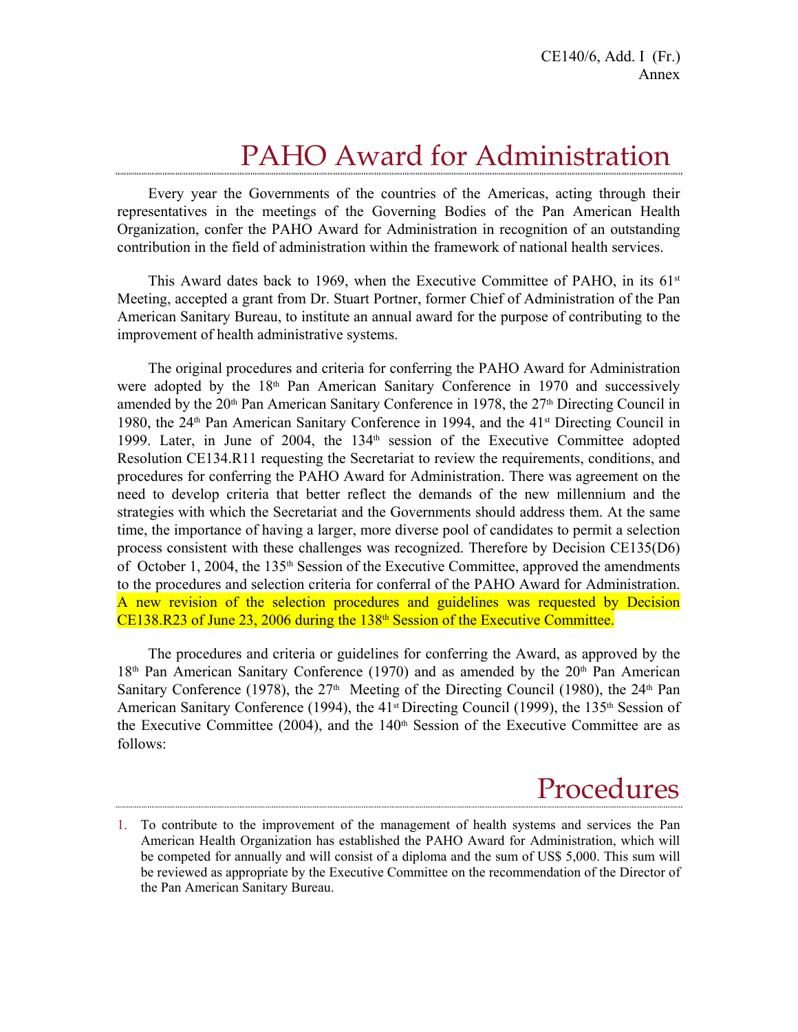# PAHO Award for Administration

Every year the Governments of the countries of the Americas, acting through their representatives in the meetings of the Governing Bodies of the Pan American Health Organization, confer the PAHO Award for Administration in recognition of an outstanding contribution in the field of administration within the framework of national health services.

This Award dates back to 1969, when the Executive Committee of PAHO, in its 61st Meeting, accepted a grant from Dr. Stuart Portner, former Chief of Administration of the Pan American Sanitary Bureau, to institute an annual award for the purpose of contributing to the improvement of health administrative systems.

The original procedures and criteria for conferring the PAHO Award for Administration were adopted by the 18th Pan American Sanitary Conference in 1970 and successively amended by the 20th Pan American Sanitary Conference in 1978, the 27th Directing Council in 1980, the 24th Pan American Sanitary Conference in 1994, and the 41st Directing Council in 1999. Later, in June of 2004, the 134th session of the Executive Committee adopted Resolution CE134.R11 requesting the Secretariat to review the requirements, conditions, and procedures for conferring the PAHO Award for Administration. There was agreement on the need to develop criteria that better reflect the demands of the new millennium and the strategies with which the Secretariat and the Governments should address them. At the same time, the importance of having a larger, more diverse pool of candidates to permit a selection process consistent with these challenges was recognized. Therefore by Decision CE135(D6) of October 1, 2004, the 135th Session of the Executive Committee, approved the amendments to the procedures and selection criteria for conferral of the PAHO Award for Administration. A new revision of the selection procedures and guidelines was requested by Decision CE138.R23 of June 23, 2006 during the 138th Session of the Executive Committee.

The procedures and criteria or guidelines for conferring the Award, as approved by the 18th Pan American Sanitary Conference (1970) and as amended by the 20th Pan American Sanitary Conference (1978), the 27th Meeting of the Directing Council (1980), the 24th Pan American Sanitary Conference (1994), the 41st Directing Council (1999), the 135th Session of the Executive Committee (2004), and the 140th Session of the Executive Committee are as follows:

## Procedures

1. To contribute to the improvement of the management of health systems and services the Pan American Health Organization has established the PAHO Award for Administration, which will be competed for annually and will consist of a diploma and the sum of US$ 5,000. This sum will be reviewed as appropriate by the Executive Committee on the recommendation of the Director of the Pan American Sanitary Bureau.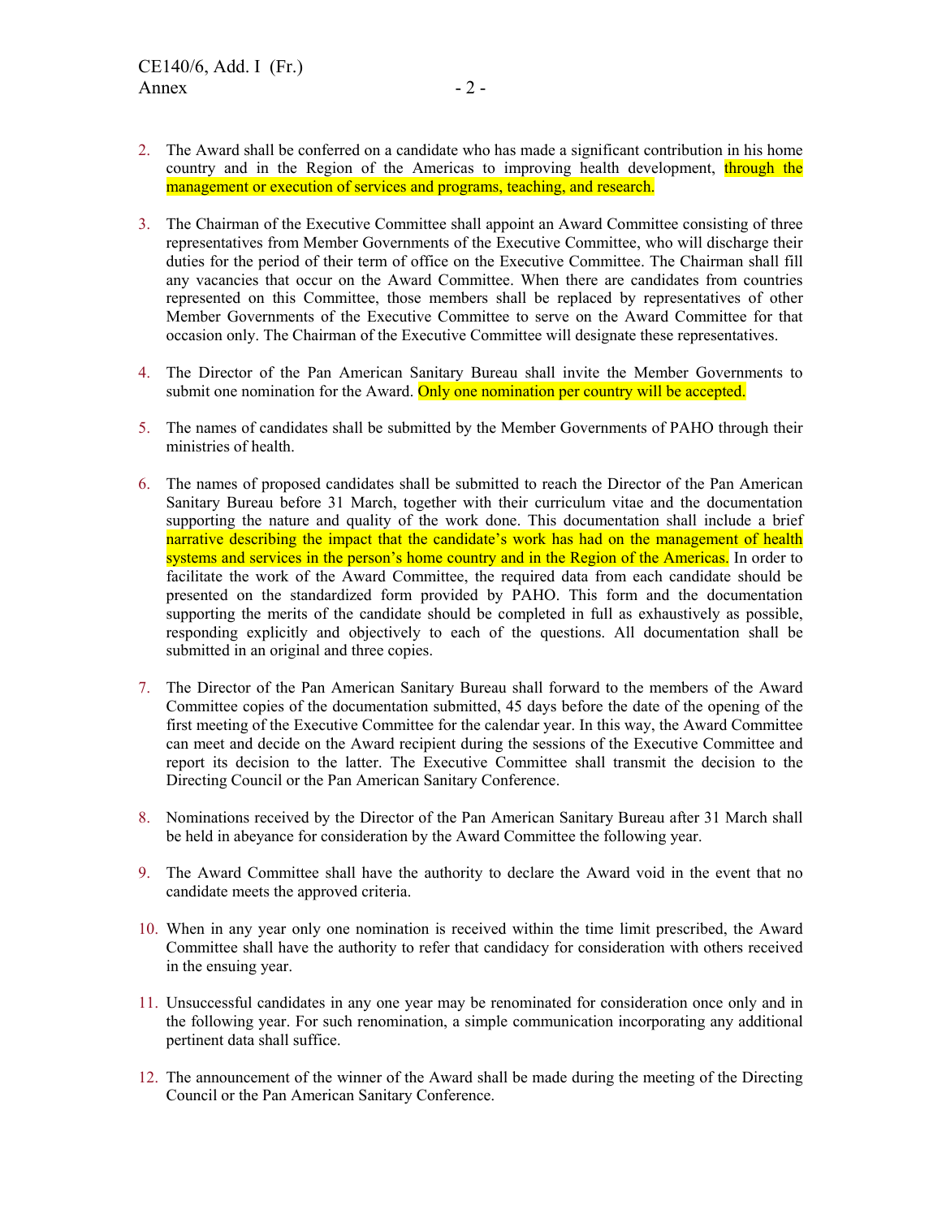2. The Award shall be conferred on a candidate who has made a significant contribution in his home country and in the Region of the Americas to improving health development, through the management or execution of services and programs, teaching, and research.

3. The Chairman of the Executive Committee shall appoint an Award Committee consisting of three representatives from Member Governments of the Executive Committee, who will discharge their duties for the period of their term of office on the Executive Committee. The Chairman shall fill any vacancies that occur on the Award Committee. When there are candidates from countries represented on this Committee, those members shall be replaced by representatives of other Member Governments of the Executive Committee to serve on the Award Committee for that occasion only. The Chairman of the Executive Committee will designate these representatives.

4. The Director of the Pan American Sanitary Bureau shall invite the Member Governments to submit one nomination for the Award. Only one nomination per country will be accepted.

5. The names of candidates shall be submitted by the Member Governments of PAHO through their ministries of health.

6. The names of proposed candidates shall be submitted to reach the Director of the Pan American Sanitary Bureau before 31 March, together with their curriculum vitae and the documentation supporting the nature and quality of the work done. This documentation shall include a brief narrative describing the impact that the candidate's work has had on the management of health systems and services in the person's home country and in the Region of the Americas. In order to facilitate the work of the Award Committee, the required data from each candidate should be presented on the standardized form provided by PAHO. This form and the documentation supporting the merits of the candidate should be completed in full as exhaustively as possible, responding explicitly and objectively to each of the questions. All documentation shall be submitted in an original and three copies.

7. The Director of the Pan American Sanitary Bureau shall forward to the members of the Award Committee copies of the documentation submitted, 45 days before the date of the opening of the first meeting of the Executive Committee for the calendar year. In this way, the Award Committee can meet and decide on the Award recipient during the sessions of the Executive Committee and report its decision to the latter. The Executive Committee shall transmit the decision to the Directing Council or the Pan American Sanitary Conference.

8. Nominations received by the Director of the Pan American Sanitary Bureau after 31 March shall be held in abeyance for consideration by the Award Committee the following year.

9. The Award Committee shall have the authority to declare the Award void in the event that no candidate meets the approved criteria.

10. When in any year only one nomination is received within the time limit prescribed, the Award Committee shall have the authority to refer that candidacy for consideration with others received in the ensuing year.

11. Unsuccessful candidates in any one year may be renominated for consideration once only and in the following year. For such renomination, a simple communication incorporating any additional pertinent data shall suffice.

12. The announcement of the winner of the Award shall be made during the meeting of the Directing Council or the Pan American Sanitary Conference.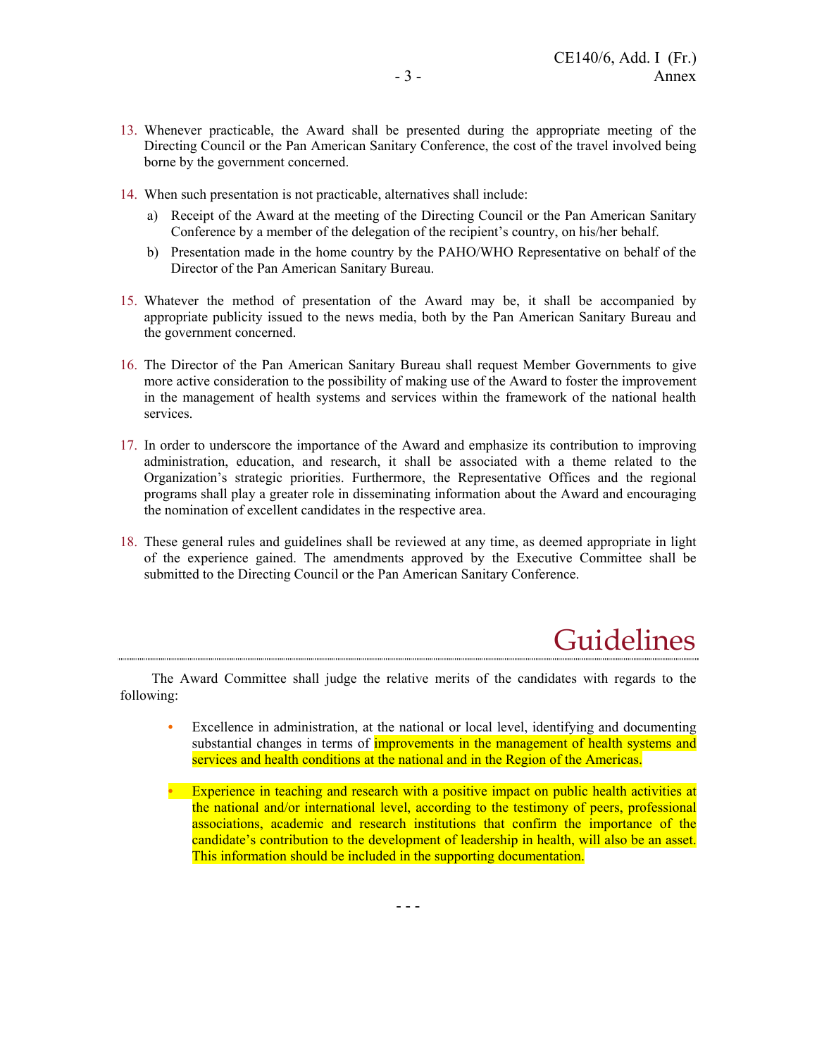13. Whenever practicable, the Award shall be presented during the appropriate meeting of the Directing Council or the Pan American Sanitary Conference, the cost of the travel involved being borne by the government concerned.

14. When such presentation is not practicable, alternatives shall include:

    a) Receipt of the Award at the meeting of the Directing Council or the Pan American Sanitary Conference by a member of the delegation of the recipient's country, on his/her behalf.

    b) Presentation made in the home country by the PAHO/WHO Representative on behalf of the Director of the Pan American Sanitary Bureau.

15. Whatever the method of presentation of the Award may be, it shall be accompanied by appropriate publicity issued to the news media, both by the Pan American Sanitary Bureau and the government concerned.

16. The Director of the Pan American Sanitary Bureau shall request Member Governments to give more active consideration to the possibility of making use of the Award to foster the improvement in the management of health systems and services within the framework of the national health services.

17. In order to underscore the importance of the Award and emphasize its contribution to improving administration, education, and research, it shall be associated with a theme related to the Organization's strategic priorities. Furthermore, the Representative Offices and the regional programs shall play a greater role in disseminating information about the Award and encouraging the nomination of excellent candidates in the respective area.

18. These general rules and guidelines shall be reviewed at any time, as deemed appropriate in light of the experience gained. The amendments approved by the Executive Committee shall be submitted to the Directing Council or the Pan American Sanitary Conference.

# Guidelines

The Award Committee shall judge the relative merits of the candidates with regards to the following:

- Excellence in administration, at the national or local level, identifying and documenting substantial changes in terms of improvements in the management of health systems and services and health conditions at the national and in the Region of the Americas.

- Experience in teaching and research with a positive impact on public health activities at the national and/or international level, according to the testimony of peers, professional associations, academic and research institutions that confirm the importance of the candidate's contribution to the development of leadership in health, will also be an asset. This information should be included in the supporting documentation.

- - -